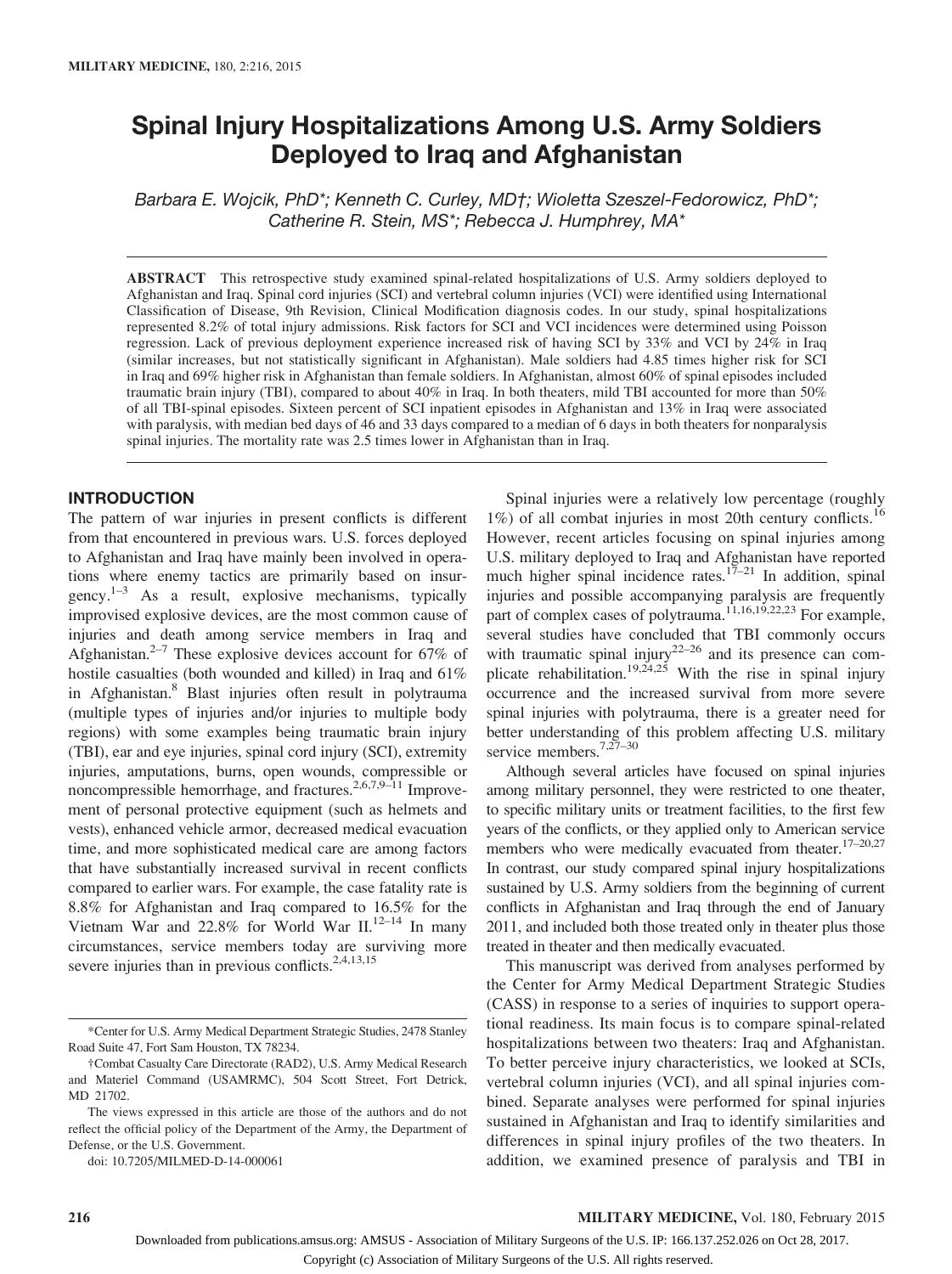# Spinal Injury Hospitalizations Among U.S. Army Soldiers Deployed to Iraq and Afghanistan

*Barbara E. Wojcik, PhD*; Kenneth C. Curley, MD†; Wioletta Szeszel-Fedorowicz, PhD*; Catherine R. Stein, MS*; Rebecca J. Humphrey, MA**

**ABSTRACT** This retrospective study examined spinal-related hospitalizations of U.S. Army soldiers deployed to Afghanistan and Iraq. Spinal cord injuries (SCI) and vertebral column injuries (VCI) were identified using International Classification of Disease, 9th Revision, Clinical Modification diagnosis codes. In our study, spinal hospitalizations represented 8.2% of total injury admissions. Risk factors for SCI and VCI incidences were determined using Poisson regression. Lack of previous deployment experience increased risk of having SCI by 33% and VCI by 24% in Iraq (similar increases, but not statistically significant in Afghanistan). Male soldiers had 4.85 times higher risk for SCI in Iraq and 69% higher risk in Afghanistan than female soldiers. In Afghanistan, almost 60% of spinal episodes included traumatic brain injury (TBI), compared to about 40% in Iraq. In both theaters, mild TBI accounted for more than 50% of all TBI-spinal episodes. Sixteen percent of SCI inpatient episodes in Afghanistan and 13% in Iraq were associated with paralysis, with median bed days of 46 and 33 days compared to a median of 6 days in both theaters for nonparalysis spinal injuries. The mortality rate was 2.5 times lower in Afghanistan than in Iraq.

## INTRODUCTION

The pattern of war injuries in present conflicts is different from that encountered in previous wars. U.S. forces deployed to Afghanistan and Iraq have mainly been involved in operations where enemy tactics are primarily based on insurgency.[1–3] As a result, explosive mechanisms, typically improvised explosive devices, are the most common cause of injuries and death among service members in Iraq and Afghanistan.[2–7] These explosive devices account for 67% of hostile casualties (both wounded and killed) in Iraq and 61% in Afghanistan.[8] Blast injuries often result in polytrauma (multiple types of injuries and/or injuries to multiple body regions) with some examples being traumatic brain injury (TBI), ear and eye injuries, spinal cord injury (SCI), extremity injuries, amputations, burns, open wounds, compressible or noncompressible hemorrhage, and fractures.[2,6,7,9–11] Improvement of personal protective equipment (such as helmets and vests), enhanced vehicle armor, decreased medical evacuation time, and more sophisticated medical care are among factors that have substantially increased survival in recent conflicts compared to earlier wars. For example, the case fatality rate is 8.8% for Afghanistan and Iraq compared to 16.5% for the Vietnam War and 22.8% for World War II.[12–14] In many circumstances, service members today are surviving more severe injuries than in previous conflicts.[2,4,13,15]

Spinal injuries were a relatively low percentage (roughly 1%) of all combat injuries in most 20th century conflicts.[16] However, recent articles focusing on spinal injuries among U.S. military deployed to Iraq and Afghanistan have reported much higher spinal incidence rates.[17–21] In addition, spinal injuries and possible accompanying paralysis are frequently part of complex cases of polytrauma.[11,16,19,22,23] For example, several studies have concluded that TBI commonly occurs with traumatic spinal injury[22–26] and its presence can complicate rehabilitation.[19,24,25] With the rise in spinal injury occurrence and the increased survival from more severe spinal injuries with polytrauma, there is a greater need for better understanding of this problem affecting U.S. military service members.[7,27–30]

Although several articles have focused on spinal injuries among military personnel, they were restricted to one theater, to specific military units or treatment facilities, to the first few years of the conflicts, or they applied only to American service members who were medically evacuated from theater.[17–20,27] In contrast, our study compared spinal injury hospitalizations sustained by U.S. Army soldiers from the beginning of current conflicts in Afghanistan and Iraq through the end of January 2011, and included both those treated only in theater plus those treated in theater and then medically evacuated.

This manuscript was derived from analyses performed by the Center for Army Medical Department Strategic Studies (CASS) in response to a series of inquiries to support operational readiness. Its main focus is to compare spinal-related hospitalizations between two theaters: Iraq and Afghanistan. To better perceive injury characteristics, we looked at SCIs, vertebral column injuries (VCI), and all spinal injuries combined. Separate analyses were performed for spinal injuries sustained in Afghanistan and Iraq to identify similarities and differences in spinal injury profiles of the two theaters. In addition, we examined presence of paralysis and TBI in

*Center for U.S. Army Medical Department Strategic Studies, 2478 Stanley Road Suite 47, Fort Sam Houston, TX 78234.

†Combat Casualty Care Directorate (RAD2), U.S. Army Medical Research and Materiel Command (USAMRMC), 504 Scott Street, Fort Detrick, MD 21702.

The views expressed in this article are those of the authors and do not reflect the official policy of the Department of the Army, the Department of Defense, or the U.S. Government.

doi: 10.7205/MILMED-D-14-000061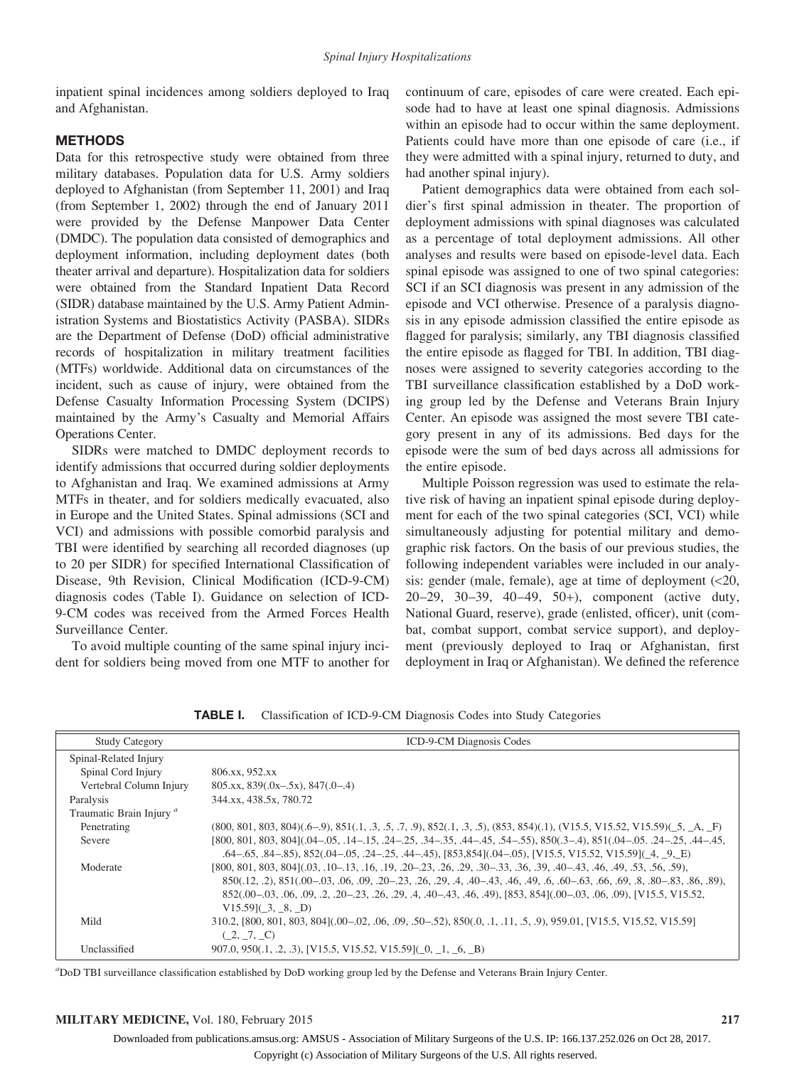inpatient spinal incidences among soldiers deployed to Iraq and Afghanistan.

## METHODS

Data for this retrospective study were obtained from three military databases. Population data for U.S. Army soldiers deployed to Afghanistan (from September 11, 2001) and Iraq (from September 1, 2002) through the end of January 2011 were provided by the Defense Manpower Data Center (DMDC). The population data consisted of demographics and deployment information, including deployment dates (both theater arrival and departure). Hospitalization data for soldiers were obtained from the Standard Inpatient Data Record (SIDR) database maintained by the U.S. Army Patient Administration Systems and Biostatistics Activity (PASBA). SIDRs are the Department of Defense (DoD) official administrative records of hospitalization in military treatment facilities (MTFs) worldwide. Additional data on circumstances of the incident, such as cause of injury, were obtained from the Defense Casualty Information Processing System (DCIPS) maintained by the Army's Casualty and Memorial Affairs Operations Center.

SIDRs were matched to DMDC deployment records to identify admissions that occurred during soldier deployments to Afghanistan and Iraq. We examined admissions at Army MTFs in theater, and for soldiers medically evacuated, also in Europe and the United States. Spinal admissions (SCI and VCI) and admissions with possible comorbid paralysis and TBI were identified by searching all recorded diagnoses (up to 20 per SIDR) for specified International Classification of Disease, 9th Revision, Clinical Modification (ICD-9-CM) diagnosis codes (Table I). Guidance on selection of ICD-9-CM codes was received from the Armed Forces Health Surveillance Center.

To avoid multiple counting of the same spinal injury incident for soldiers being moved from one MTF to another for continuum of care, episodes of care were created. Each episode had to have at least one spinal diagnosis. Admissions within an episode had to occur within the same deployment. Patients could have more than one episode of care (i.e., if they were admitted with a spinal injury, returned to duty, and had another spinal injury).

Patient demographics data were obtained from each soldier's first spinal admission in theater. The proportion of deployment admissions with spinal diagnoses was calculated as a percentage of total deployment admissions. All other analyses and results were based on episode-level data. Each spinal episode was assigned to one of two spinal categories: SCI if an SCI diagnosis was present in any admission of the episode and VCI otherwise. Presence of a paralysis diagnosis in any episode admission classified the entire episode as flagged for paralysis; similarly, any TBI diagnosis classified the entire episode as flagged for TBI. In addition, TBI diagnoses were assigned to severity categories according to the TBI surveillance classification established by a DoD working group led by the Defense and Veterans Brain Injury Center. An episode was assigned the most severe TBI category present in any of its admissions. Bed days for the episode were the sum of bed days across all admissions for the entire episode.

Multiple Poisson regression was used to estimate the relative risk of having an inpatient spinal episode during deployment for each of the two spinal categories (SCI, VCI) while simultaneously adjusting for potential military and demographic risk factors. On the basis of our previous studies, the following independent variables were included in our analysis: gender (male, female), age at time of deployment (<20, 20–29, 30–39, 40–49, 50+), component (active duty, National Guard, reserve), grade (enlisted, officer), unit (combat, combat support, combat service support), and deployment (previously deployed to Iraq or Afghanistan, first deployment in Iraq or Afghanistan). We defined the reference

**TABLE I.** Classification of ICD-9-CM Diagnosis Codes into Study Categories

| Study Category | ICD-9-CM Diagnosis Codes |
|---|---|
| Spinal-Related Injury | |
| Spinal Cord Injury | 806.xx, 952.xx |
| Vertebral Column Injury | 805.xx, 839(.0x–.5x), 847(.0–.4) |
| Paralysis | 344.xx, 438.5x, 780.72 |
| Traumatic Brain Injury [a] | |
| Penetrating | (800, 801, 803, 804)(.6–.9), 851(.1, .3, .5, .7, .9), 852(.1, .3, .5), (853, 854)(.1), (V15.5, V15.52, V15.59)(_5, _A, _F) |
| Severe | [800, 801, 803, 804](.04–.05, .14–.15, .24–.25, .34–.35, .44–.45, .54–.55), 850(.3–.4), 851(.04–.05. .24–.25, .44–.45, .64–.65, .84–.85), 852(.04–.05, .24–.25, .44–.45), [853,854](.04–.05), [V15.5, V15.52, V15.59](_4, _9,_E) |
| Moderate | [800, 801, 803, 804](.03, .10–.13, .16, .19, .20–.23, .26, .29, .30–.33, .36, .39, .40–.43, .46, .49, .53, .56, .59), 850(.12, .2), 851(.00–.03, .06, .09, .20–.23, .26, .29, .4, .40–.43, .46, .49, .6, .60–.63, .66, .69, .8, .80–.83, .86, .89), 852(.00–.03, .06, .09, .2, .20–.23, .26, .29, .4, .40–.43, .46, .49), [853, 854](.00–.03, .06, .09), [V15.5, V15.52, V15.59](_3, _8, _D) |
| Mild | 310.2, [800, 801, 803, 804](.00–.02, .06, .09, .50–.52), 850(.0, .1, .11, .5, .9), 959.01, [V15.5, V15.52, V15.59] (_2, _7, _C) |
| Unclassified | 907.0, 950(.1, .2, .3), [V15.5, V15.52, V15.59](_0, _1, _6, _B) |

[a]DoD TBI surveillance classification established by DoD working group led by the Defense and Veterans Brain Injury Center.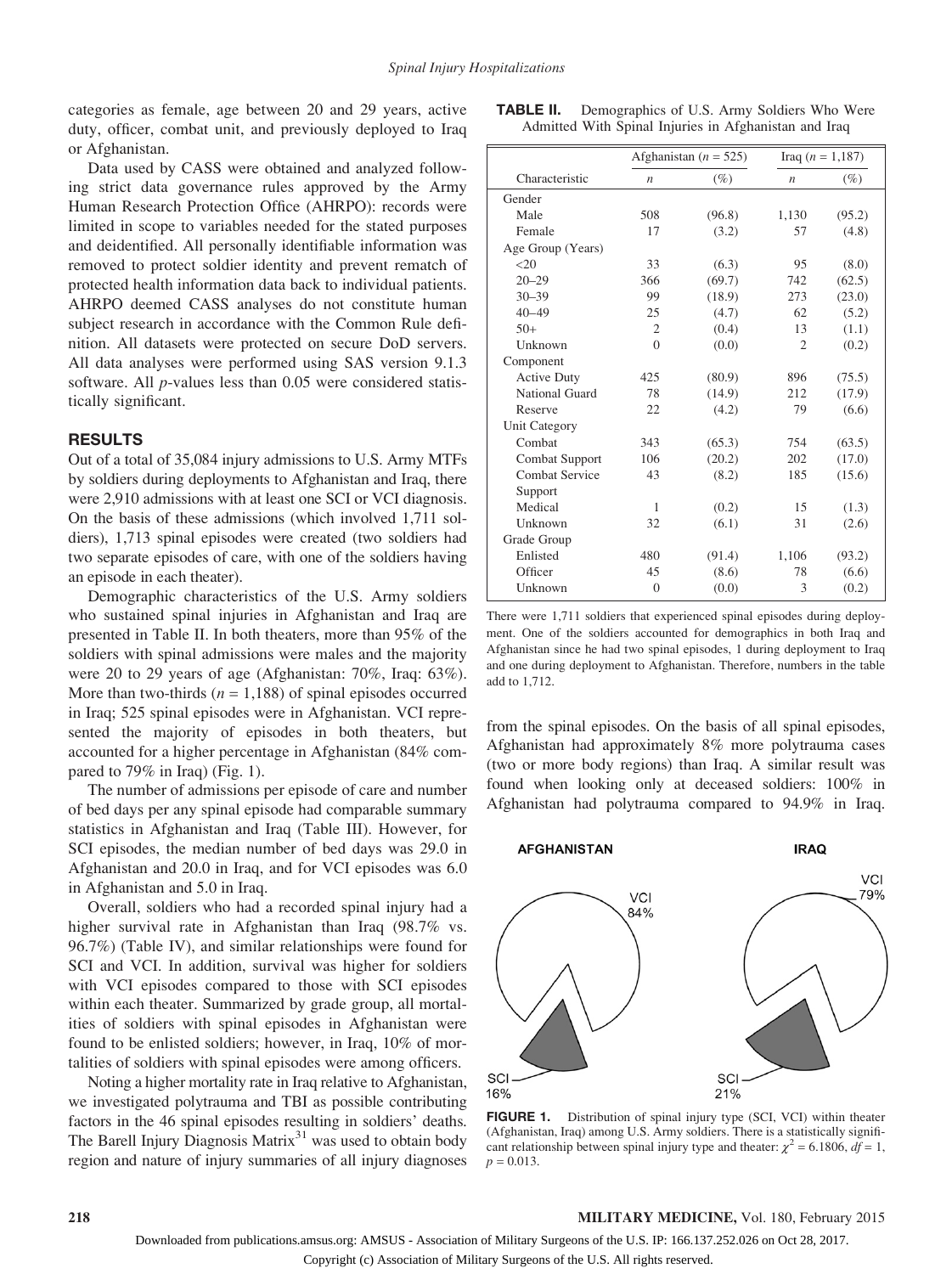categories as female, age between 20 and 29 years, active duty, officer, combat unit, and previously deployed to Iraq or Afghanistan.

Data used by CASS were obtained and analyzed following strict data governance rules approved by the Army Human Research Protection Office (AHRPO): records were limited in scope to variables needed for the stated purposes and deidentified. All personally identifiable information was removed to protect soldier identity and prevent rematch of protected health information data back to individual patients. AHRPO deemed CASS analyses do not constitute human subject research in accordance with the Common Rule definition. All datasets were protected on secure DoD servers. All data analyses were performed using SAS version 9.1.3 software. All *p*-values less than 0.05 were considered statistically significant.

## RESULTS

Out of a total of 35,084 injury admissions to U.S. Army MTFs by soldiers during deployments to Afghanistan and Iraq, there were 2,910 admissions with at least one SCI or VCI diagnosis. On the basis of these admissions (which involved 1,711 soldiers), 1,713 spinal episodes were created (two soldiers had two separate episodes of care, with one of the soldiers having an episode in each theater).

Demographic characteristics of the U.S. Army soldiers who sustained spinal injuries in Afghanistan and Iraq are presented in Table II. In both theaters, more than 95% of the soldiers with spinal admissions were males and the majority were 20 to 29 years of age (Afghanistan: 70%, Iraq: 63%). More than two-thirds ($n = 1{,}188$) of spinal episodes occurred in Iraq; 525 spinal episodes were in Afghanistan. VCI represented the majority of episodes in both theaters, but accounted for a higher percentage in Afghanistan (84% compared to 79% in Iraq) (Fig. 1).

The number of admissions per episode of care and number of bed days per any spinal episode had comparable summary statistics in Afghanistan and Iraq (Table III). However, for SCI episodes, the median number of bed days was 29.0 in Afghanistan and 20.0 in Iraq, and for VCI episodes was 6.0 in Afghanistan and 5.0 in Iraq.

Overall, soldiers who had a recorded spinal injury had a higher survival rate in Afghanistan than Iraq (98.7% vs. 96.7%) (Table IV), and similar relationships were found for SCI and VCI. In addition, survival was higher for soldiers with VCI episodes compared to those with SCI episodes within each theater. Summarized by grade group, all mortalities of soldiers with spinal episodes in Afghanistan were found to be enlisted soldiers; however, in Iraq, 10% of mortalities of soldiers with spinal episodes were among officers.

Noting a higher mortality rate in Iraq relative to Afghanistan, we investigated polytrauma and TBI as possible contributing factors in the 46 spinal episodes resulting in soldiers' deaths. The Barell Injury Diagnosis Matrix[31] was used to obtain body region and nature of injury summaries of all injury diagnoses from the spinal episodes. On the basis of all spinal episodes, Afghanistan had approximately 8% more polytrauma cases (two or more body regions) than Iraq. A similar result was found when looking only at deceased soldiers: 100% in Afghanistan had polytrauma compared to 94.9% in Iraq.

**TABLE II.** Demographics of U.S. Army Soldiers Who Were Admitted With Spinal Injuries in Afghanistan and Iraq

| | Afghanistan ($n = 525$) | | Iraq ($n = 1{,}187$) | |
|---|---|---|---|---|
| Characteristic | $n$ | (%) | $n$ | (%) |
| Gender | | | | |
| Male | 508 | (96.8) | 1,130 | (95.2) |
| Female | 17 | (3.2) | 57 | (4.8) |
| Age Group (Years) | | | | |
| <20 | 33 | (6.3) | 95 | (8.0) |
| 20–29 | 366 | (69.7) | 742 | (62.5) |
| 30–39 | 99 | (18.9) | 273 | (23.0) |
| 40–49 | 25 | (4.7) | 62 | (5.2) |
| 50+ | 2 | (0.4) | 13 | (1.1) |
| Unknown | 0 | (0.0) | 2 | (0.2) |
| Component | | | | |
| Active Duty | 425 | (80.9) | 896 | (75.5) |
| National Guard | 78 | (14.9) | 212 | (17.9) |
| Reserve | 22 | (4.2) | 79 | (6.6) |
| Unit Category | | | | |
| Combat | 343 | (65.3) | 754 | (63.5) |
| Combat Support | 106 | (20.2) | 202 | (17.0) |
| Combat Service Support | 43 | (8.2) | 185 | (15.6) |
| Medical | 1 | (0.2) | 15 | (1.3) |
| Unknown | 32 | (6.1) | 31 | (2.6) |
| Grade Group | | | | |
| Enlisted | 480 | (91.4) | 1,106 | (93.2) |
| Officer | 45 | (8.6) | 78 | (6.6) |
| Unknown | 0 | (0.0) | 3 | (0.2) |

There were 1,711 soldiers that experienced spinal episodes during deployment. One of the soldiers accounted for demographics in both Iraq and Afghanistan since he had two spinal episodes, 1 during deployment to Iraq and one during deployment to Afghanistan. Therefore, numbers in the table add to 1,712.

**FIGURE 1.** Distribution of spinal injury type (SCI, VCI) within theater (Afghanistan, Iraq) among U.S. Army soldiers. There is a statistically significant relationship between spinal injury type and theater: $\chi^2 = 6.1806$, $df = 1$, $p = 0.013$.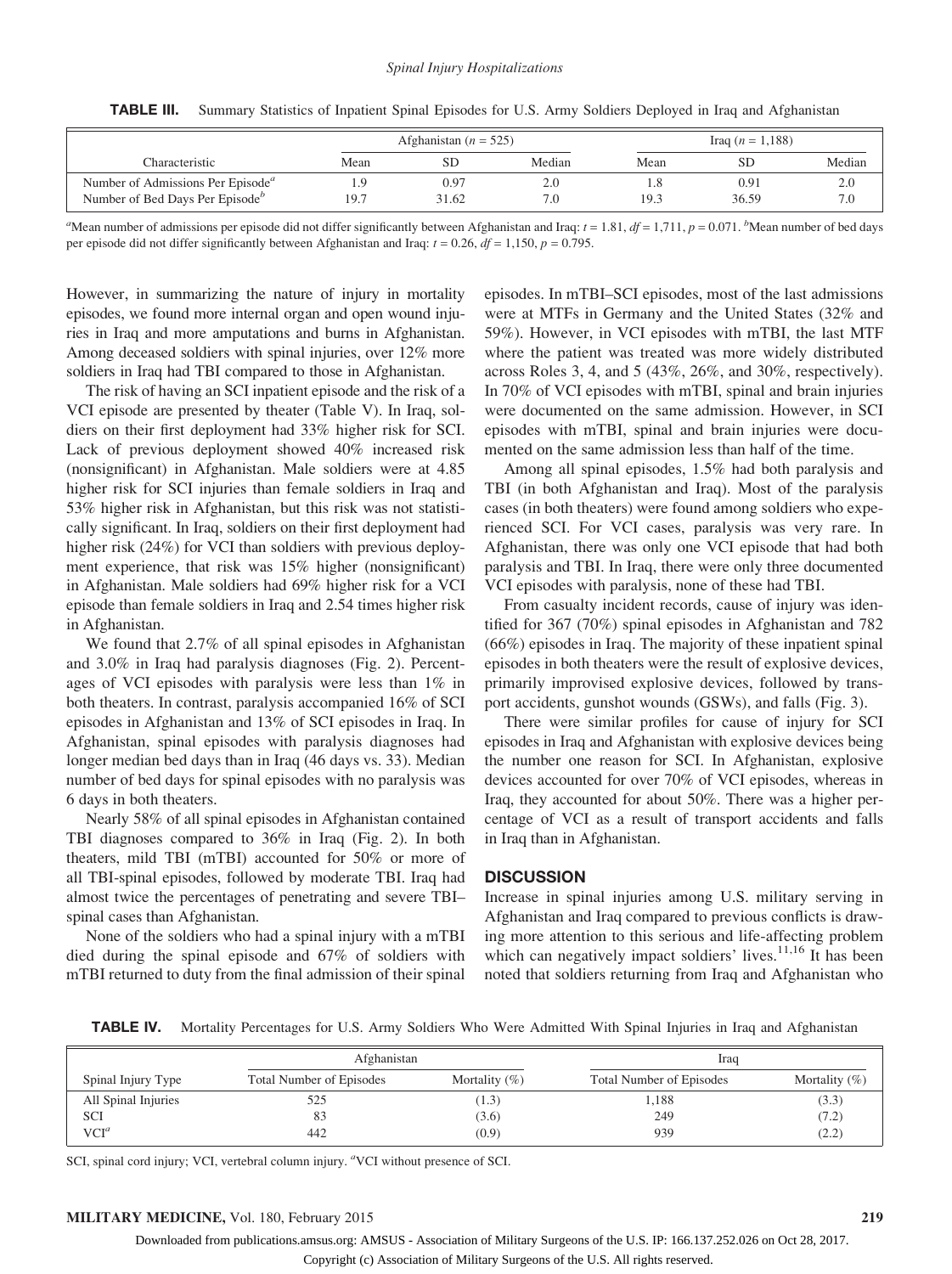**TABLE III.** Summary Statistics of Inpatient Spinal Episodes for U.S. Army Soldiers Deployed in Iraq and Afghanistan

| Characteristic | Afghanistan ($n$ = 525) | | | Iraq ($n$ = 1,188) | | |
|---|---|---|---|---|---|---|
| | Mean | SD | Median | Mean | SD | Median |
| Number of Admissions Per Episode[a] | 1.9 | 0.97 | 2.0 | 1.8 | 0.91 | 2.0 |
| Number of Bed Days Per Episode[b] | 19.7 | 31.62 | 7.0 | 19.3 | 36.59 | 7.0 |

[a]Mean number of admissions per episode did not differ significantly between Afghanistan and Iraq: $t$ = 1.81, $df$ = 1,711, $p$ = 0.071. [b]Mean number of bed days per episode did not differ significantly between Afghanistan and Iraq: $t$ = 0.26, $df$ = 1,150, $p$ = 0.795.

However, in summarizing the nature of injury in mortality episodes, we found more internal organ and open wound injuries in Iraq and more amputations and burns in Afghanistan. Among deceased soldiers with spinal injuries, over 12% more soldiers in Iraq had TBI compared to those in Afghanistan.

The risk of having an SCI inpatient episode and the risk of a VCI episode are presented by theater (Table V). In Iraq, soldiers on their first deployment had 33% higher risk for SCI. Lack of previous deployment showed 40% increased risk (nonsignificant) in Afghanistan. Male soldiers were at 4.85 higher risk for SCI injuries than female soldiers in Iraq and 53% higher risk in Afghanistan, but this risk was not statistically significant. In Iraq, soldiers on their first deployment had higher risk (24%) for VCI than soldiers with previous deployment experience, that risk was 15% higher (nonsignificant) in Afghanistan. Male soldiers had 69% higher risk for a VCI episode than female soldiers in Iraq and 2.54 times higher risk in Afghanistan.

We found that 2.7% of all spinal episodes in Afghanistan and 3.0% in Iraq had paralysis diagnoses (Fig. 2). Percentages of VCI episodes with paralysis were less than 1% in both theaters. In contrast, paralysis accompanied 16% of SCI episodes in Afghanistan and 13% of SCI episodes in Iraq. In Afghanistan, spinal episodes with paralysis diagnoses had longer median bed days than in Iraq (46 days vs. 33). Median number of bed days for spinal episodes with no paralysis was 6 days in both theaters.

Nearly 58% of all spinal episodes in Afghanistan contained TBI diagnoses compared to 36% in Iraq (Fig. 2). In both theaters, mild TBI (mTBI) accounted for 50% or more of all TBI-spinal episodes, followed by moderate TBI. Iraq had almost twice the percentages of penetrating and severe TBI–spinal cases than Afghanistan.

None of the soldiers who had a spinal injury with a mTBI died during the spinal episode and 67% of soldiers with mTBI returned to duty from the final admission of their spinal episodes. In mTBI–SCI episodes, most of the last admissions were at MTFs in Germany and the United States (32% and 59%). However, in VCI episodes with mTBI, the last MTF where the patient was treated was more widely distributed across Roles 3, 4, and 5 (43%, 26%, and 30%, respectively). In 70% of VCI episodes with mTBI, spinal and brain injuries were documented on the same admission. However, in SCI episodes with mTBI, spinal and brain injuries were documented on the same admission less than half of the time.

Among all spinal episodes, 1.5% had both paralysis and TBI (in both Afghanistan and Iraq). Most of the paralysis cases (in both theaters) were found among soldiers who experienced SCI. For VCI cases, paralysis was very rare. In Afghanistan, there was only one VCI episode that had both paralysis and TBI. In Iraq, there were only three documented VCI episodes with paralysis, none of these had TBI.

From casualty incident records, cause of injury was identified for 367 (70%) spinal episodes in Afghanistan and 782 (66%) episodes in Iraq. The majority of these inpatient spinal episodes in both theaters were the result of explosive devices, primarily improvised explosive devices, followed by transport accidents, gunshot wounds (GSWs), and falls (Fig. 3).

There were similar profiles for cause of injury for SCI episodes in Iraq and Afghanistan with explosive devices being the number one reason for SCI. In Afghanistan, explosive devices accounted for over 70% of VCI episodes, whereas in Iraq, they accounted for about 50%. There was a higher percentage of VCI as a result of transport accidents and falls in Iraq than in Afghanistan.

## DISCUSSION

Increase in spinal injuries among U.S. military serving in Afghanistan and Iraq compared to previous conflicts is drawing more attention to this serious and life-affecting problem which can negatively impact soldiers' lives.[11,16] It has been noted that soldiers returning from Iraq and Afghanistan who

**TABLE IV.** Mortality Percentages for U.S. Army Soldiers Who Were Admitted With Spinal Injuries in Iraq and Afghanistan

| Spinal Injury Type | Afghanistan | | Iraq | |
|---|---|---|---|---|
| | Total Number of Episodes | Mortality (%) | Total Number of Episodes | Mortality (%) |
| All Spinal Injuries | 525 | (1.3) | 1,188 | (3.3) |
| SCI | 83 | (3.6) | 249 | (7.2) |
| VCI[a] | 442 | (0.9) | 939 | (2.2) |

SCI, spinal cord injury; VCI, vertebral column injury. [a]VCI without presence of SCI.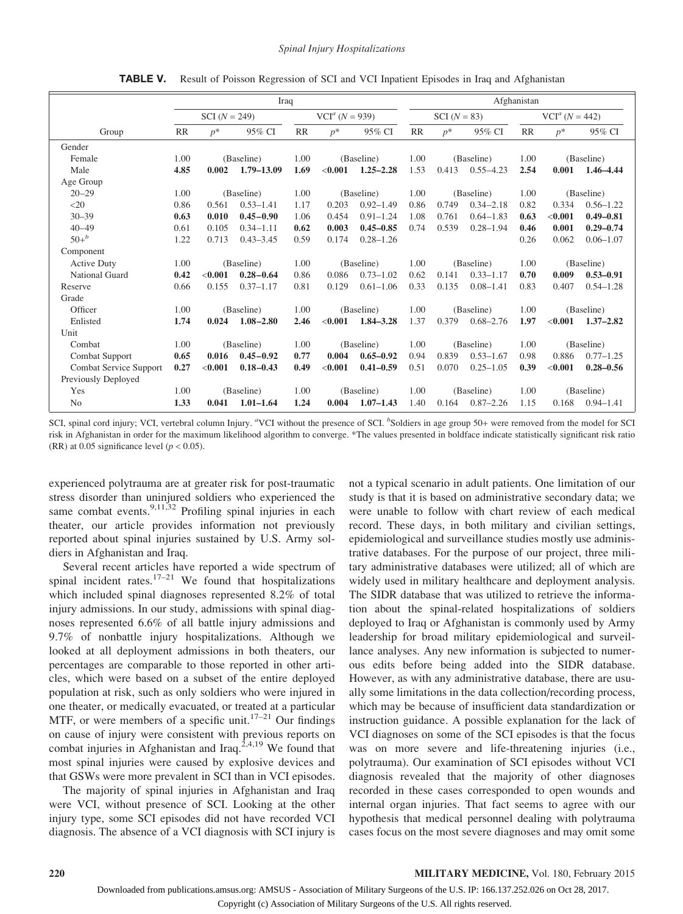**TABLE V.** Result of Poisson Regression of SCI and VCI Inpatient Episodes in Iraq and Afghanistan

| | Iraq | | | | | | Afghanistan | | | | | |
|---|---|---|---|---|---|---|---|---|---|---|---|---|
| | SCI (N = 249) | | | VCI[a] (N = 939) | | | SCI (N = 83) | | | VCI[a] (N = 442) | | |
| Group | RR | p* | 95% CI | RR | p* | 95% CI | RR | p* | 95% CI | RR | p* | 95% CI |
| Gender | | | | | | | | | | | | |
| Female | 1.00 | (Baseline) | | 1.00 | (Baseline) | | 1.00 | (Baseline) | | 1.00 | (Baseline) | |
| Male | **4.85** | **0.002** | **1.79–13.09** | **1.69** | **<0.001** | **1.25–2.28** | 1.53 | 0.413 | 0.55–4.23 | **2.54** | **0.001** | **1.46–4.44** |
| Age Group | | | | | | | | | | | | |
| 20–29 | 1.00 | (Baseline) | | 1.00 | (Baseline) | | 1.00 | (Baseline) | | 1.00 | (Baseline) | |
| <20 | 0.86 | 0.561 | 0.53–1.41 | 1.17 | 0.203 | 0.92–1.49 | 0.86 | 0.749 | 0.34–2.18 | 0.82 | 0.334 | 0.56–1.22 |
| 30–39 | **0.63** | **0.010** | **0.45–0.90** | 1.06 | 0.454 | 0.91–1.24 | 1.08 | 0.761 | 0.64–1.83 | **0.63** | **<0.001** | **0.49–0.81** |
| 40–49 | 0.61 | 0.105 | 0.34–1.11 | **0.62** | **0.003** | **0.45–0.85** | 0.74 | 0.539 | 0.28–1.94 | **0.46** | **0.001** | **0.29–0.74** |
| 50+[b] | 1.22 | 0.713 | 0.43–3.45 | 0.59 | 0.174 | 0.28–1.26 | | | | 0.26 | 0.062 | 0.06–1.07 |
| Component | | | | | | | | | | | | |
| Active Duty | 1.00 | (Baseline) | | 1.00 | (Baseline) | | 1.00 | (Baseline) | | 1.00 | (Baseline) | |
| National Guard | **0.42** | **<0.001** | **0.28–0.64** | 0.86 | 0.086 | 0.73–1.02 | 0.62 | 0.141 | 0.33–1.17 | **0.70** | **0.009** | **0.53–0.91** |
| Reserve | 0.66 | 0.155 | 0.37–1.17 | 0.81 | 0.129 | 0.61–1.06 | 0.33 | 0.135 | 0.08–1.41 | 0.83 | 0.407 | 0.54–1.28 |
| Grade | | | | | | | | | | | | |
| Officer | 1.00 | (Baseline) | | 1.00 | (Baseline) | | 1.00 | (Baseline) | | 1.00 | (Baseline) | |
| Enlisted | **1.74** | **0.024** | **1.08–2.80** | **2.46** | **<0.001** | **1.84–3.28** | 1.37 | 0.379 | 0.68–2.76 | **1.97** | **<0.001** | **1.37–2.82** |
| Unit | | | | | | | | | | | | |
| Combat | 1.00 | (Baseline) | | 1.00 | (Baseline) | | 1.00 | (Baseline) | | 1.00 | (Baseline) | |
| Combat Support | **0.65** | **0.016** | **0.45–0.92** | **0.77** | **0.004** | **0.65–0.92** | 0.94 | 0.839 | 0.53–1.67 | 0.98 | 0.886 | 0.77–1.25 |
| Combat Service Support | **0.27** | **<0.001** | **0.18–0.43** | **0.49** | **<0.001** | **0.41–0.59** | 0.51 | 0.070 | 0.25–1.05 | **0.39** | **<0.001** | **0.28–0.56** |
| Previously Deployed | | | | | | | | | | | | |
| Yes | 1.00 | (Baseline) | | 1.00 | (Baseline) | | 1.00 | (Baseline) | | 1.00 | (Baseline) | |
| No | **1.33** | **0.041** | **1.01–1.64** | **1.24** | **0.004** | **1.07–1.43** | 1.40 | 0.164 | 0.87–2.26 | 1.15 | 0.168 | 0.94–1.41 |

SCI, spinal cord injury; VCI, vertebral column Injury. [a]VCI without the presence of SCI. [b]Soldiers in age group 50+ were removed from the model for SCI risk in Afghanistan in order for the maximum likelihood algorithm to converge. *The values presented in boldface indicate statistically significant risk ratio (RR) at 0.05 significance level ($p < 0.05$).

experienced polytrauma are at greater risk for post-traumatic stress disorder than uninjured soldiers who experienced the same combat events.[9,11,32] Profiling spinal injuries in each theater, our article provides information not previously reported about spinal injuries sustained by U.S. Army soldiers in Afghanistan and Iraq.

Several recent articles have reported a wide spectrum of spinal incident rates.[17–21] We found that hospitalizations which included spinal diagnoses represented 8.2% of total injury admissions. In our study, admissions with spinal diagnoses represented 6.6% of all battle injury admissions and 9.7% of nonbattle injury hospitalizations. Although we looked at all deployment admissions in both theaters, our percentages are comparable to those reported in other articles, which were based on a subset of the entire deployed population at risk, such as only soldiers who were injured in one theater, or medically evacuated, or treated at a particular MTF, or were members of a specific unit.[17–21] Our findings on cause of injury were consistent with previous reports on combat injuries in Afghanistan and Iraq.[2,4,19] We found that most spinal injuries were caused by explosive devices and that GSWs were more prevalent in SCI than in VCI episodes.

The majority of spinal injuries in Afghanistan and Iraq were VCI, without presence of SCI. Looking at the other injury type, some SCI episodes did not have recorded VCI diagnosis. The absence of a VCI diagnosis with SCI injury is not a typical scenario in adult patients. One limitation of our study is that it is based on administrative secondary data; we were unable to follow with chart review of each medical record. These days, in both military and civilian settings, epidemiological and surveillance studies mostly use administrative databases. For the purpose of our project, three military administrative databases were utilized; all of which are widely used in military healthcare and deployment analysis. The SIDR database that was utilized to retrieve the information about the spinal-related hospitalizations of soldiers deployed to Iraq or Afghanistan is commonly used by Army leadership for broad military epidemiological and surveillance analyses. Any new information is subjected to numerous edits before being added into the SIDR database. However, as with any administrative database, there are usually some limitations in the data collection/recording process, which may be because of insufficient data standardization or instruction guidance. A possible explanation for the lack of VCI diagnoses on some of the SCI episodes is that the focus was on more severe and life-threatening injuries (i.e., polytrauma). Our examination of SCI episodes without VCI diagnosis revealed that the majority of other diagnoses recorded in these cases corresponded to open wounds and internal organ injuries. That fact seems to agree with our hypothesis that medical personnel dealing with polytrauma cases focus on the most severe diagnoses and may omit some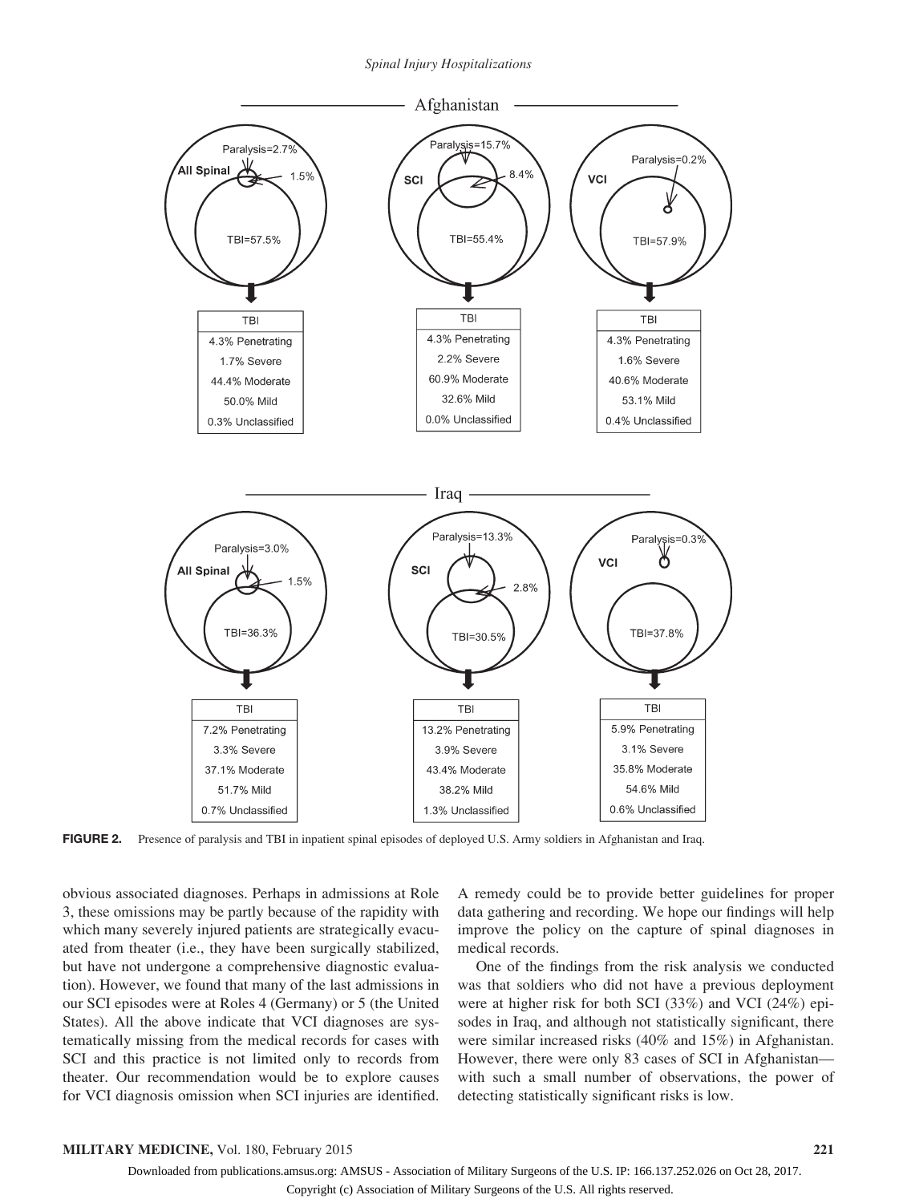Afghanistan

| TBI (All Spinal) |
| --- |
| 4.3% Penetrating |
| 1.7% Severe |
| 44.4% Moderate |
| 50.0% Mild |
| 0.3% Unclassified |

| TBI (SCI) |
| --- |
| 4.3% Penetrating |
| 2.2% Severe |
| 60.9% Moderate |
| 32.6% Mild |
| 0.0% Unclassified |

| TBI (VCI) |
| --- |
| 4.3% Penetrating |
| 1.6% Severe |
| 40.6% Moderate |
| 53.1% Mild |
| 0.4% Unclassified |

All Spinal: Paralysis=2.7%, 1.5%, TBI=57.5%
SCI: Paralysis=15.7%, 8.4%, TBI=55.4%
VCI: Paralysis=0.2%, TBI=57.9%

Iraq

| TBI (All Spinal) |
| --- |
| 7.2% Penetrating |
| 3.3% Severe |
| 37.1% Moderate |
| 51.7% Mild |
| 0.7% Unclassified |

| TBI (SCI) |
| --- |
| 13.2% Penetrating |
| 3.9% Severe |
| 43.4% Moderate |
| 38.2% Mild |
| 1.3% Unclassified |

| TBI (VCI) |
| --- |
| 5.9% Penetrating |
| 3.1% Severe |
| 35.8% Moderate |
| 54.6% Mild |
| 0.6% Unclassified |

All Spinal: Paralysis=3.0%, 1.5%, TBI=36.3%
SCI: Paralysis=13.3%, 2.8%, TBI=30.5%
VCI: Paralysis=0.3%, TBI=37.8%

**FIGURE 2.** Presence of paralysis and TBI in inpatient spinal episodes of deployed U.S. Army soldiers in Afghanistan and Iraq.

obvious associated diagnoses. Perhaps in admissions at Role 3, these omissions may be partly because of the rapidity with which many severely injured patients are strategically evacuated from theater (i.e., they have been surgically stabilized, but have not undergone a comprehensive diagnostic evaluation). However, we found that many of the last admissions in our SCI episodes were at Roles 4 (Germany) or 5 (the United States). All the above indicate that VCI diagnoses are systematically missing from the medical records for cases with SCI and this practice is not limited only to records from theater. Our recommendation would be to explore causes for VCI diagnosis omission when SCI injuries are identified. A remedy could be to provide better guidelines for proper data gathering and recording. We hope our findings will help improve the policy on the capture of spinal diagnoses in medical records.

One of the findings from the risk analysis we conducted was that soldiers who did not have a previous deployment were at higher risk for both SCI (33%) and VCI (24%) episodes in Iraq, and although not statistically significant, there were similar increased risks (40% and 15%) in Afghanistan. However, there were only 83 cases of SCI in Afghanistan—with such a small number of observations, the power of detecting statistically significant risks is low.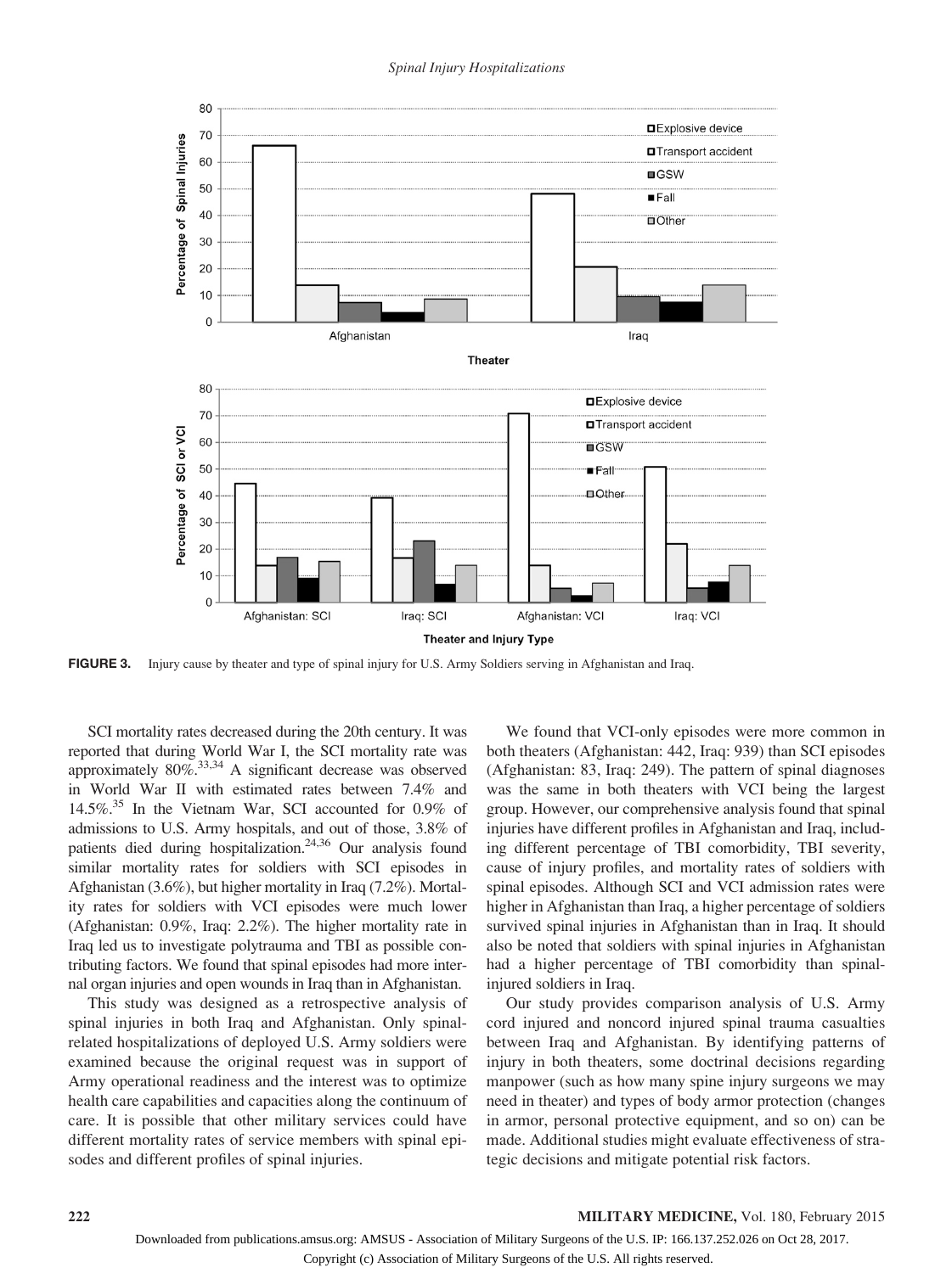FIGURE 3. Injury cause by theater and type of spinal injury for U.S. Army Soldiers serving in Afghanistan and Iraq.

SCI mortality rates decreased during the 20th century. It was reported that during World War I, the SCI mortality rate was approximately 80%.[33,34] A significant decrease was observed in World War II with estimated rates between 7.4% and 14.5%.[35] In the Vietnam War, SCI accounted for 0.9% of admissions to U.S. Army hospitals, and out of those, 3.8% of patients died during hospitalization.[24,36] Our analysis found similar mortality rates for soldiers with SCI episodes in Afghanistan (3.6%), but higher mortality in Iraq (7.2%). Mortality rates for soldiers with VCI episodes were much lower (Afghanistan: 0.9%, Iraq: 2.2%). The higher mortality rate in Iraq led us to investigate polytrauma and TBI as possible contributing factors. We found that spinal episodes had more internal organ injuries and open wounds in Iraq than in Afghanistan.

This study was designed as a retrospective analysis of spinal injuries in both Iraq and Afghanistan. Only spinal-related hospitalizations of deployed U.S. Army soldiers were examined because the original request was in support of Army operational readiness and the interest was to optimize health care capabilities and capacities along the continuum of care. It is possible that other military services could have different mortality rates of service members with spinal episodes and different profiles of spinal injuries.

We found that VCI-only episodes were more common in both theaters (Afghanistan: 442, Iraq: 939) than SCI episodes (Afghanistan: 83, Iraq: 249). The pattern of spinal diagnoses was the same in both theaters with VCI being the largest group. However, our comprehensive analysis found that spinal injuries have different profiles in Afghanistan and Iraq, including different percentage of TBI comorbidity, TBI severity, cause of injury profiles, and mortality rates of soldiers with spinal episodes. Although SCI and VCI admission rates were higher in Afghanistan than Iraq, a higher percentage of soldiers survived spinal injuries in Afghanistan than in Iraq. It should also be noted that soldiers with spinal injuries in Afghanistan had a higher percentage of TBI comorbidity than spinal-injured soldiers in Iraq.

Our study provides comparison analysis of U.S. Army cord injured and noncord injured spinal trauma casualties between Iraq and Afghanistan. By identifying patterns of injury in both theaters, some doctrinal decisions regarding manpower (such as how many spine injury surgeons we may need in theater) and types of body armor protection (changes in armor, personal protective equipment, and so on) can be made. Additional studies might evaluate effectiveness of strategic decisions and mitigate potential risk factors.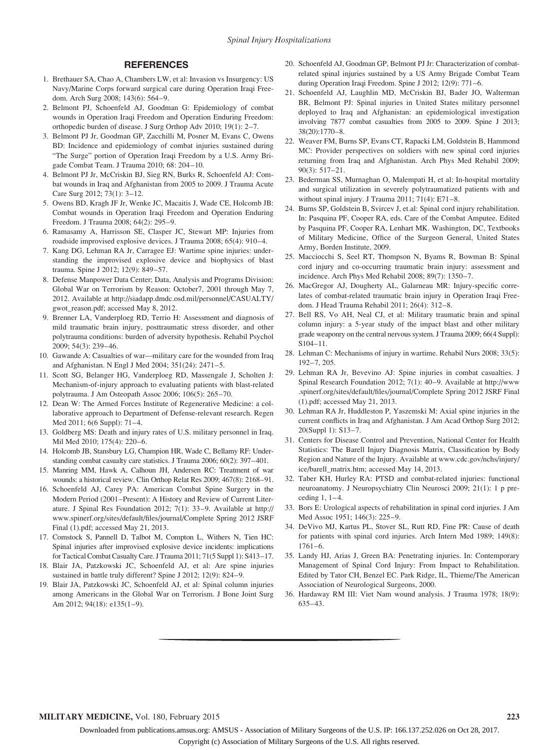## REFERENCES

1. Brethauer SA, Chao A, Chambers LW, et al: Invasion vs Insurgency: US Navy/Marine Corps forward surgical care during Operation Iraqi Freedom. Arch Surg 2008; 143(6): 564–9.
2. Belmont PJ, Schoenfeld AJ, Goodman G: Epidemiology of combat wounds in Operation Iraqi Freedom and Operation Enduring Freedom: orthopedic burden of disease. J Surg Orthop Adv 2010; 19(1): 2–7.
3. Belmont PJ Jr, Goodman GP, Zacchilli M, Posner M, Evans C, Owens BD: Incidence and epidemiology of combat injuries sustained during "The Surge" portion of Operation Iraqi Freedom by a U.S. Army Brigade Combat Team. J Trauma 2010; 68: 204–10.
4. Belmont PJ Jr, McCriskin BJ, Sieg RN, Burks R, Schoenfeld AJ: Combat wounds in Iraq and Afghanistan from 2005 to 2009. J Trauma Acute Care Surg 2012; 73(1): 3–12.
5. Owens BD, Kragh JF Jr, Wenke JC, Macaitis J, Wade CE, Holcomb JB: Combat wounds in Operation Iraqi Freedom and Operation Enduring Freedom. J Trauma 2008; 64(2): 295–9.
6. Ramasamy A, Harrisson SE, Clasper JC, Stewart MP: Injuries from roadside improvised explosive devices. J Trauma 2008; 65(4): 910–4.
7. Kang DG, Lehman RA Jr, Carragee EJ: Wartime spine injuries: understanding the improvised explosive device and biophysics of blast trauma. Spine J 2012; 12(9): 849–57.
8. Defense Manpower Data Center; Data, Analysis and Programs Division: Global War on Terrorism by Reason: October7, 2001 through May 7, 2012. Available at http://siadapp.dmdc.osd.mil/personnel/CASUALTY/gwot_reason.pdf; accessed May 8, 2012.
9. Brenner LA, Vanderploeg RD, Terrio H: Assessment and diagnosis of mild traumatic brain injury, posttraumatic stress disorder, and other polytrauma conditions: burden of adversity hypothesis. Rehabil Psychol 2009; 54(3): 239–46.
10. Gawande A: Casualties of war—military care for the wounded from Iraq and Afghanistan. N Engl J Med 2004; 351(24): 2471–5.
11. Scott SG, Belanger HG, Vanderploeg RD, Massengale J, Scholten J: Mechanism-of-injury approach to evaluating patients with blast-related polytrauma. J Am Osteopath Assoc 2006; 106(5): 265–70.
12. Dean W: The Armed Forces Institute of Regenerative Medicine: a collaborative approach to Department of Defense-relevant research. Regen Med 2011; 6(6 Suppl): 71–4.
13. Goldberg MS: Death and injury rates of U.S. military personnel in Iraq. Mil Med 2010; 175(4): 220–6.
14. Holcomb JB, Stansbury LG, Champion HR, Wade C, Bellamy RF: Understanding combat casualty care statistics. J Trauma 2006; 60(2): 397–401.
15. Manring MM, Hawk A, Calhoun JH, Andersen RC: Treatment of war wounds: a historical review. Clin Orthop Relat Res 2009; 467(8): 2168–91.
16. Schoenfeld AJ, Carey PA: American Combat Spine Surgery in the Modern Period (2001–Present): A History and Review of Current Literature. J Spinal Res Foundation 2012; 7(1): 33–9. Available at http://www.spinerf.org/sites/default/files/journal/Complete Spring 2012 JSRF Final (1).pdf; accessed May 21, 2013.
17. Comstock S, Pannell D, Talbot M, Compton L, Withers N, Tien HC: Spinal injuries after improvised explosive device incidents: implications for Tactical Combat Casualty Care. J Trauma 2011; 71(5 Suppl 1): S413–17.
18. Blair JA, Patzkowski JC, Schoenfeld AJ, et al: Are spine injuries sustained in battle truly different? Spine J 2012; 12(9): 824–9.
19. Blair JA, Patzkowski JC, Schoenfeld AJ, et al: Spinal column injuries among Americans in the Global War on Terrorism. J Bone Joint Surg Am 2012; 94(18): e135(1–9).
20. Schoenfeld AJ, Goodman GP, Belmont PJ Jr: Characterization of combat-related spinal injuries sustained by a US Army Brigade Combat Team during Operation Iraqi Freedom. Spine J 2012; 12(9): 771–6.
21. Schoenfeld AJ, Laughlin MD, McCriskin BJ, Bader JO, Walterman BR, Belmont PJ: Spinal injuries in United States military personnel deployed to Iraq and Afghanistan: an epidemiological investigation involving 7877 combat casualties from 2005 to 2009. Spine J 2013; 38(20):1770–8.
22. Weaver FM, Burns SP, Evans CT, Rapacki LM, Goldstein B, Hammond MC: Provider perspectives on soldiers with new spinal cord injuries returning from Iraq and Afghanistan. Arch Phys Med Rehabil 2009; 90(3): 517–21.
23. Bederman SS, Murnaghan O, Malempati H, et al: In-hospital mortality and surgical utilization in severely polytraumatized patients with and without spinal injury. J Trauma 2011; 71(4): E71–8.
24. Burns SP, Goldstein B, Svircev J, et.al: Spinal cord injury rehabilitation. In: Pasquina PF, Cooper RA, eds. Care of the Combat Amputee. Edited by Pasquina PF, Cooper RA, Lenhart MK. Washington, DC, Textbooks of Military Medicine, Office of the Surgeon General, United States Army, Borden Institute, 2009.
25. Macciocchi S, Seel RT, Thompson N, Byams R, Bowman B: Spinal cord injury and co-occurring traumatic brain injury: assessment and incidence. Arch Phys Med Rehabil 2008; 89(7): 1350–7.
26. MacGregor AJ, Dougherty AL, Galarneau MR: Injury-specific correlates of combat-related traumatic brain injury in Operation Iraqi Freedom. J Head Trauma Rehabil 2011; 26(4): 312–8.
27. Bell RS, Vo AH, Neal CJ, et al: Military traumatic brain and spinal column injury: a 5-year study of the impact blast and other military grade weaponry on the central nervous system. J Trauma 2009; 66(4 Suppl): S104–11.
28. Lehman C: Mechanisms of injury in wartime. Rehabil Nurs 2008; 33(5): 192–7, 205.
29. Lehman RA Jr, Bevevino AJ: Spine injuries in combat casualties. J Spinal Research Foundation 2012; 7(1): 40–9. Available at http://www.spinerf.org/sites/default/files/journal/Complete Spring 2012 JSRF Final (1).pdf; accessed May 21, 2013.
30. Lehman RA Jr, Huddleston P, Yaszemski M: Axial spine injuries in the current conflicts in Iraq and Afghanistan. J Am Acad Orthop Surg 2012; 20(Suppl 1): S13–7.
31. Centers for Disease Control and Prevention, National Center for Health Statistics: The Barell Injury Diagnosis Matrix, Classification by Body Region and Nature of the Injury. Available at www.cdc.gov/nchs/injury/ice/barell_matrix.htm; accessed May 14, 2013.
32. Taber KH, Hurley RA: PTSD and combat-related injuries: functional neuroanatomy. J Neuropsychiatry Clin Neurosci 2009; 21(1): 1 p preceding 1, 1–4.
33. Bors E: Urological aspects of rehabilitation in spinal cord injuries. J Am Med Assoc 1951; 146(3): 225–9.
34. DeVivo MJ, Kartus PL, Stover SL, Rutt RD, Fine PR: Cause of death for patients with spinal cord injuries. Arch Intern Med 1989; 149(8): 1761–6.
35. Landy HJ, Arias J, Green BA: Penetrating injuries. In: Contemporary Management of Spinal Cord Injury: From Impact to Rehabilitation. Edited by Tator CH, Benzel EC. Park Ridge, IL, Thieme/The American Association of Neurological Surgeons, 2000.
36. Hardaway RM III: Viet Nam wound analysis. J Trauma 1978; 18(9): 635–43.